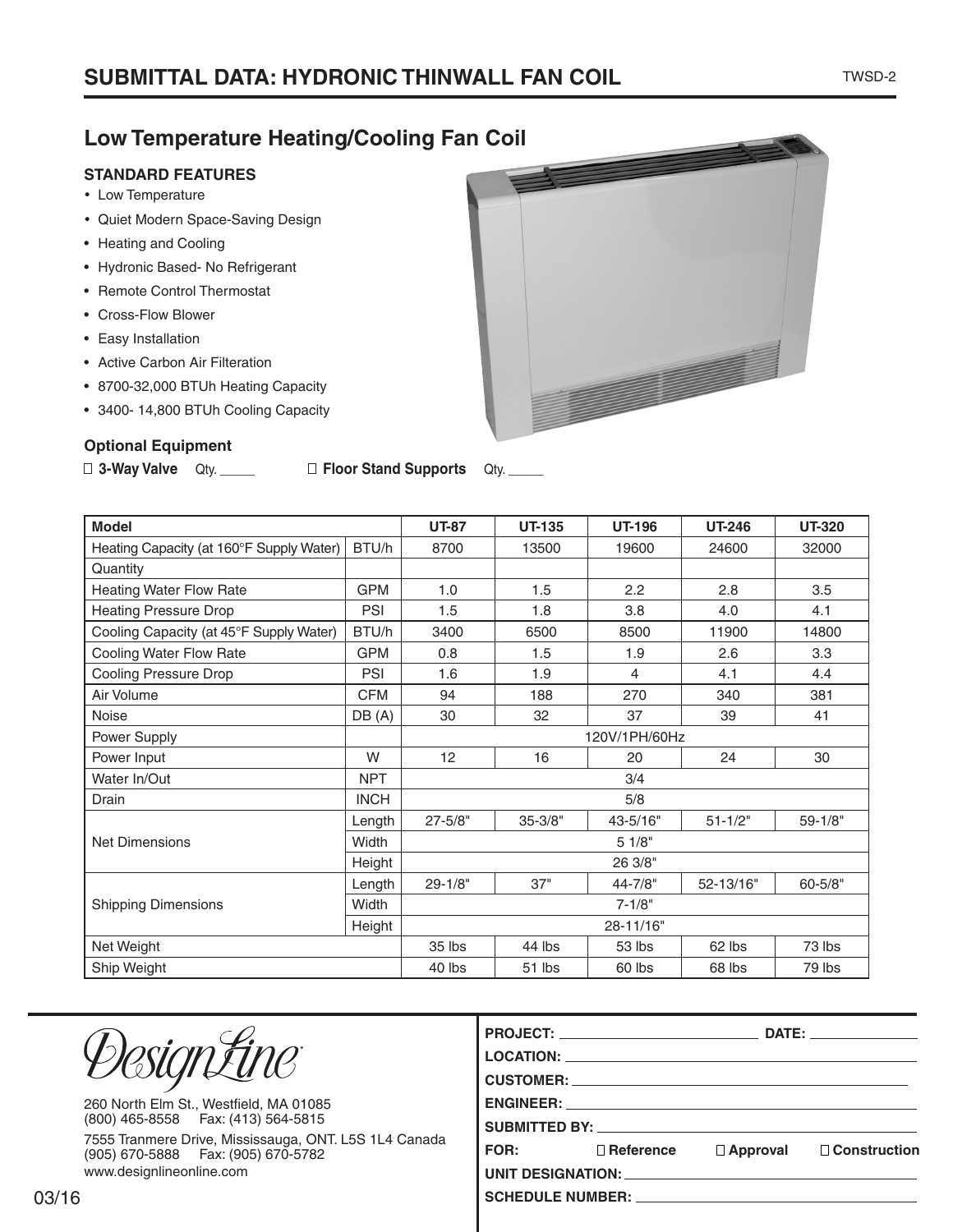# SUBMITTAL DATA: HYDRONIC THINWALL FAN COIL

TWSD-2

## Low Temperature Heating/Cooling Fan Coil

### STANDARD FEATURES

- Low Temperature
- Quiet Modern Space-Saving Design
- Heating and Cooling
- Hydronic Based- No Refrigerant
- Remote Control Thermostat
- Cross-Flow Blower
- Easy Installation
- Active Carbon Air Filteration
- 8700-32,000 BTUh Heating Capacity
- 3400- 14,800 BTUh Cooling Capacity

### Optional Equipment

☐ **3-Way Valve** Qty. _____ ☐ **Floor Stand Supports** Qty. _____

| Model | | UT-87 | UT-135 | UT-196 | UT-246 | UT-320 |
|---|---|---|---|---|---|---|
| Heating Capacity (at 160°F Supply Water) | BTU/h | 8700 | 13500 | 19600 | 24600 | 32000 |
| Quantity | | | | | | |
| Heating Water Flow Rate | GPM | 1.0 | 1.5 | 2.2 | 2.8 | 3.5 |
| Heating Pressure Drop | PSI | 1.5 | 1.8 | 3.8 | 4.0 | 4.1 |
| Cooling Capacity (at 45°F Supply Water) | BTU/h | 3400 | 6500 | 8500 | 11900 | 14800 |
| Cooling Water Flow Rate | GPM | 0.8 | 1.5 | 1.9 | 2.6 | 3.3 |
| Cooling Pressure Drop | PSI | 1.6 | 1.9 | 4 | 4.1 | 4.4 |
| Air Volume | CFM | 94 | 188 | 270 | 340 | 381 |
| Noise | DB (A) | 30 | 32 | 37 | 39 | 41 |
| Power Supply | | 120V/1PH/60Hz | | | | |
| Power Input | W | 12 | 16 | 20 | 24 | 30 |
| Water In/Out | NPT | 3/4 | | | | |
| Drain | INCH | 5/8 | | | | |
| Net Dimensions | Length | 27-5/8" | 35-3/8" | 43-5/16" | 51-1/2" | 59-1/8" |
| | Width | 5 1/8" | | | | |
| | Height | 26 3/8" | | | | |
| Shipping Dimensions | Length | 29-1/8" | 37" | 44-7/8" | 52-13/16" | 60-5/8" |
| | Width | 7-1/8" | | | | |
| | Height | 28-11/16" | | | | |
| Net Weight | | 35 lbs | 44 lbs | 53 lbs | 62 lbs | 73 lbs |
| Ship Weight | | 40 lbs | 51 lbs | 60 lbs | 68 lbs | 79 lbs |

DesignLine

260 North Elm St., Westfield, MA 01085
(800) 465-8558 Fax: (413) 564-5815

7555 Tranmere Drive, Mississauga, ONT. L5S 1L4 Canada
(905) 670-5888 Fax: (905) 670-5782

www.designlineonline.com

03/16

**PROJECT:** ____________________ **DATE:** ____________

**LOCATION:** ____________________

**CUSTOMER:** ____________________

**ENGINEER:** ____________________

**SUBMITTED BY:** ____________________

**FOR:** ☐ **Reference** ☐ **Approval** ☐ **Construction**

**UNIT DESIGNATION:** ____________________

**SCHEDULE NUMBER:** ____________________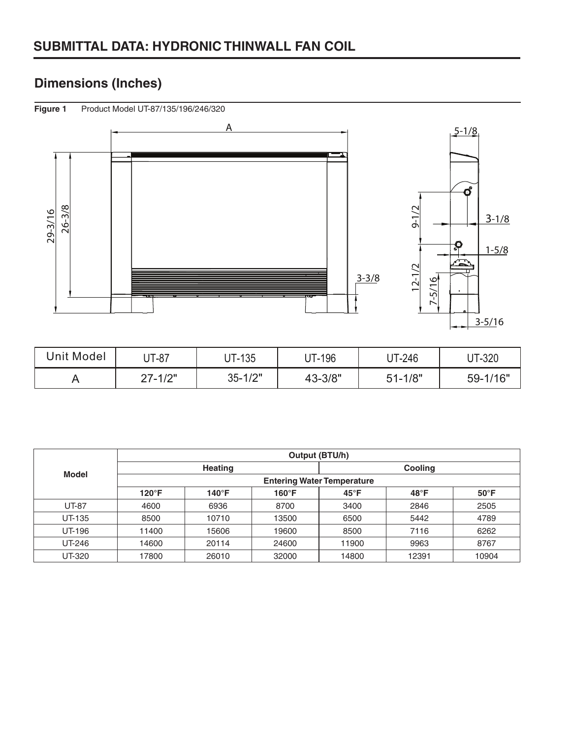## SUBMITTAL DATA: HYDRONIC THINWALL FAN COIL

### Dimensions (Inches)

**Figure 1** Product Model UT-87/135/196/246/320

A

29-3/16

26-3/8

3-3/8

5-1/8

9-1/2

3-1/8

1-5/8

12-1/2

7-5/16

3-5/16

| Unit Model | UT-87 | UT-135 | UT-196 | UT-246 | UT-320 |
|---|---|---|---|---|---|
| A | 27-1/2" | 35-1/2" | 43-3/8" | 51-1/8" | 59-1/16" |

| Model | Output (BTU/h) | | | | | |
|---|---|---|---|---|---|---|
| | Heating | | | Cooling | | |
| | Entering Water Temperature | | | | | |
| | 120°F | 140°F | 160°F | 45°F | 48°F | 50°F |
| UT-87 | 4600 | 6936 | 8700 | 3400 | 2846 | 2505 |
| UT-135 | 8500 | 10710 | 13500 | 6500 | 5442 | 4789 |
| UT-196 | 11400 | 15606 | 19600 | 8500 | 7116 | 6262 |
| UT-246 | 14600 | 20114 | 24600 | 11900 | 9963 | 8767 |
| UT-320 | 17800 | 26010 | 32000 | 14800 | 12391 | 10904 |